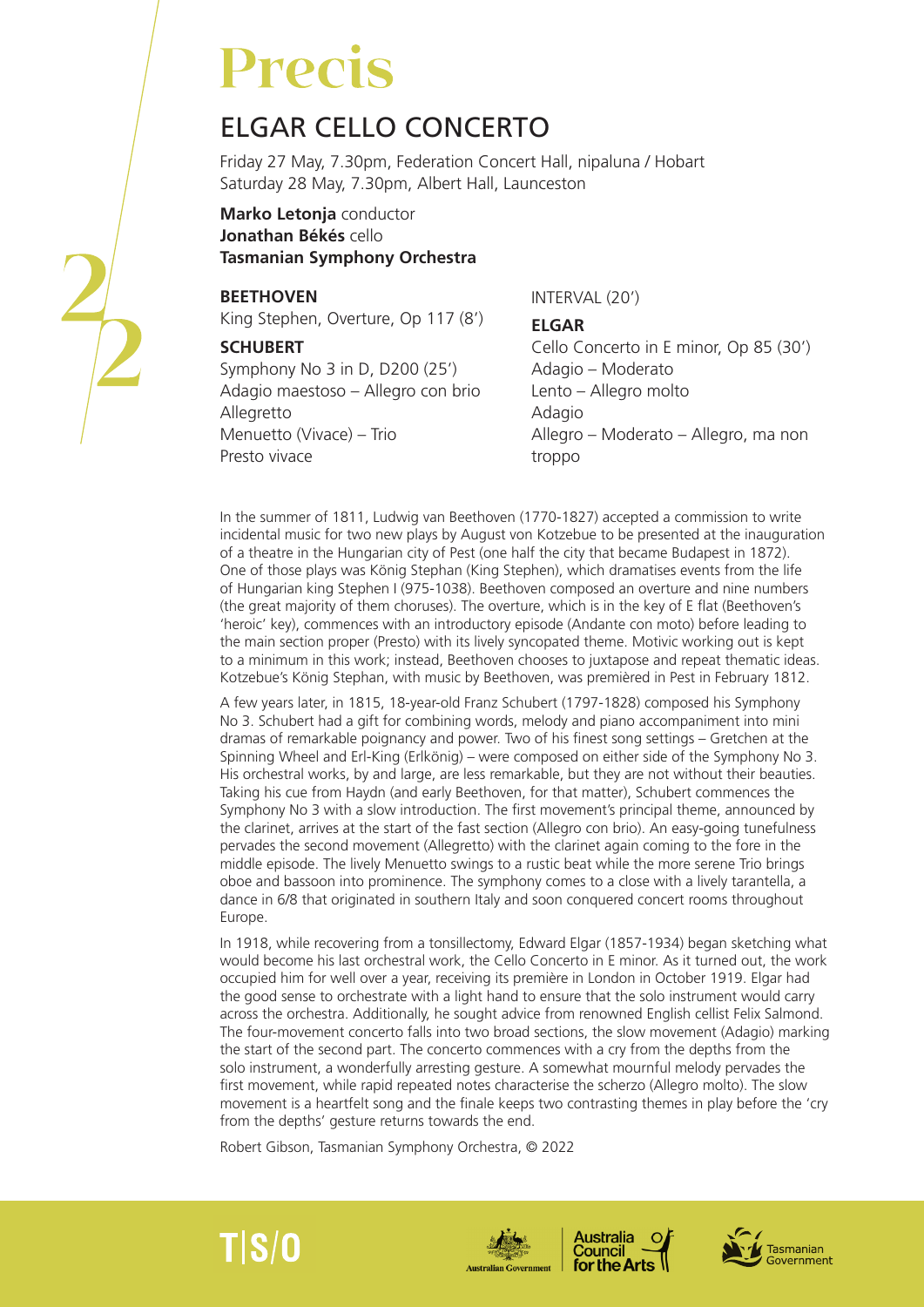# Precis

## ELGAR CELLO CONCERTO

Friday 27 May, 7.30pm, Federation Concert Hall, nipaluna / Hobart
Saturday 28 May, 7.30pm, Albert Hall, Launceston

**Marko Letonja** conductor
**Jonathan Békés** cello
**Tasmanian Symphony Orchestra**

**BEETHOVEN**
King Stephen, Overture, Op 117 (8')

**SCHUBERT**
Symphony No 3 in D, D200 (25')
Adagio maestoso – Allegro con brio
Allegretto
Menuetto (Vivace) – Trio
Presto vivace

INTERVAL (20')

**ELGAR**
Cello Concerto in E minor, Op 85 (30')
Adagio – Moderato
Lento – Allegro molto
Adagio
Allegro – Moderato – Allegro, ma non troppo

In the summer of 1811, Ludwig van Beethoven (1770-1827) accepted a commission to write incidental music for two new plays by August von Kotzebue to be presented at the inauguration of a theatre in the Hungarian city of Pest (one half the city that became Budapest in 1872). One of those plays was König Stephan (King Stephen), which dramatises events from the life of Hungarian king Stephen I (975-1038). Beethoven composed an overture and nine numbers (the great majority of them choruses). The overture, which is in the key of E flat (Beethoven's 'heroic' key), commences with an introductory episode (Andante con moto) before leading to the main section proper (Presto) with its lively syncopated theme. Motivic working out is kept to a minimum in this work; instead, Beethoven chooses to juxtapose and repeat thematic ideas. Kotzebue's König Stephan, with music by Beethoven, was premièred in Pest in February 1812.

A few years later, in 1815, 18-year-old Franz Schubert (1797-1828) composed his Symphony No 3. Schubert had a gift for combining words, melody and piano accompaniment into mini dramas of remarkable poignancy and power. Two of his finest song settings – Gretchen at the Spinning Wheel and Erl-King (Erlkönig) – were composed on either side of the Symphony No 3. His orchestral works, by and large, are less remarkable, but they are not without their beauties. Taking his cue from Haydn (and early Beethoven, for that matter), Schubert commences the Symphony No 3 with a slow introduction. The first movement's principal theme, announced by the clarinet, arrives at the start of the fast section (Allegro con brio). An easy-going tunefulness pervades the second movement (Allegretto) with the clarinet again coming to the fore in the middle episode. The lively Menuetto swings to a rustic beat while the more serene Trio brings oboe and bassoon into prominence. The symphony comes to a close with a lively tarantella, a dance in 6/8 that originated in southern Italy and soon conquered concert rooms throughout Europe.

In 1918, while recovering from a tonsillectomy, Edward Elgar (1857-1934) began sketching what would become his last orchestral work, the Cello Concerto in E minor. As it turned out, the work occupied him for well over a year, receiving its première in London in October 1919. Elgar had the good sense to orchestrate with a light hand to ensure that the solo instrument would carry across the orchestra. Additionally, he sought advice from renowned English cellist Felix Salmond. The four-movement concerto falls into two broad sections, the slow movement (Adagio) marking the start of the second part. The concerto commences with a cry from the depths from the solo instrument, a wonderfully arresting gesture. A somewhat mournful melody pervades the first movement, while rapid repeated notes characterise the scherzo (Allegro molto). The slow movement is a heartfelt song and the finale keeps two contrasting themes in play before the 'cry from the depths' gesture returns towards the end.

Robert Gibson, Tasmanian Symphony Orchestra, © 2022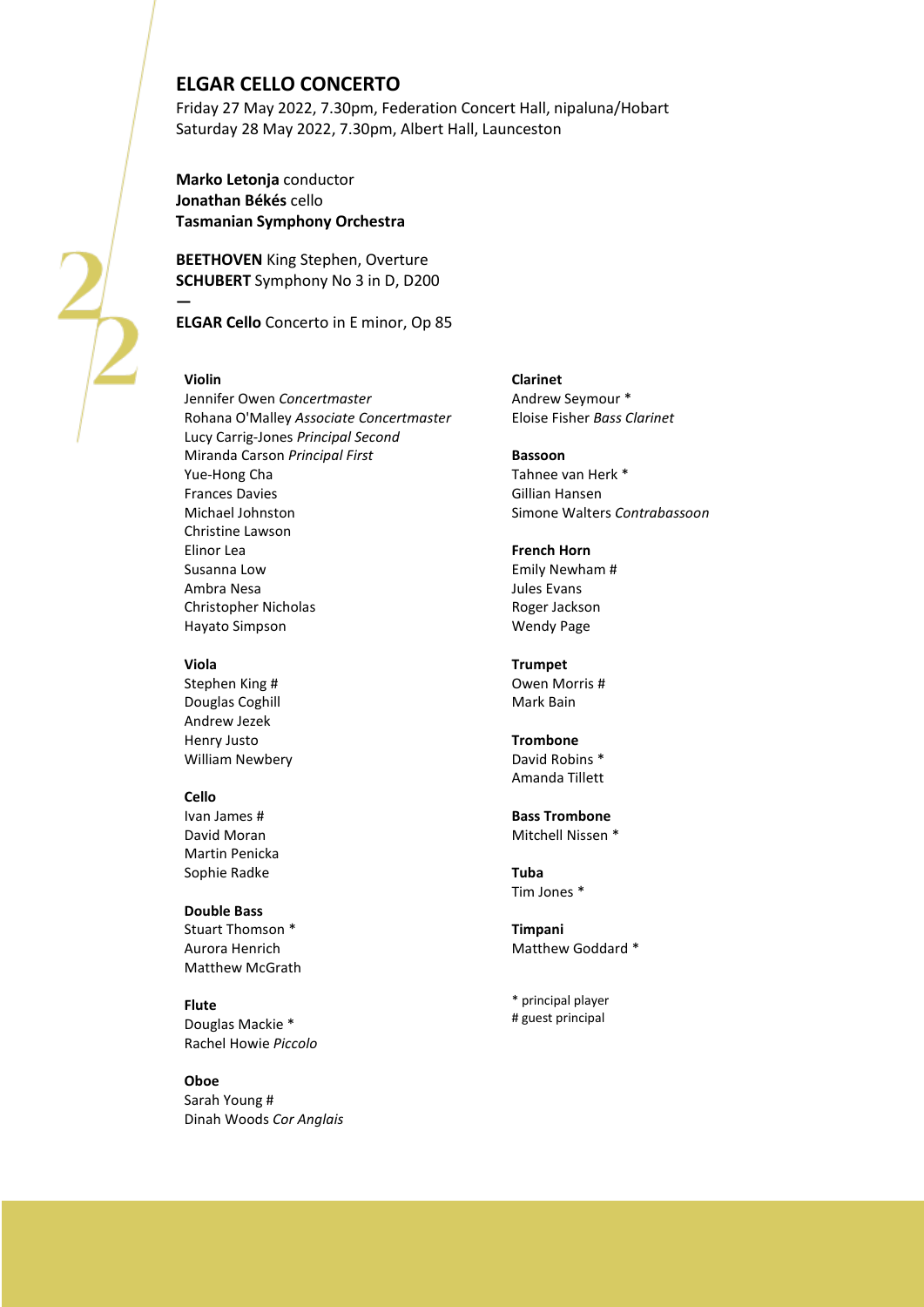## ELGAR CELLO CONCERTO

Friday 27 May 2022, 7.30pm, Federation Concert Hall, nipaluna/Hobart
Saturday 28 May 2022, 7.30pm, Albert Hall, Launceston

**Marko Letonja** conductor
**Jonathan Békés** cello
**Tasmanian Symphony Orchestra**

**BEETHOVEN** King Stephen, Overture
**SCHUBERT** Symphony No 3 in D, D200
—
**ELGAR Cello** Concerto in E minor, Op 85

**Violin**
Jennifer Owen *Concertmaster*
Rohana O'Malley *Associate Concertmaster*
Lucy Carrig-Jones *Principal Second*
Miranda Carson *Principal First*
Yue-Hong Cha
Frances Davies
Michael Johnston
Christine Lawson
Elinor Lea
Susanna Low
Ambra Nesa
Christopher Nicholas
Hayato Simpson

**Viola**
Stephen King #
Douglas Coghill
Andrew Jezek
Henry Justo
William Newbery

**Cello**
Ivan James #
David Moran
Martin Penicka
Sophie Radke

**Double Bass**
Stuart Thomson *
Aurora Henrich
Matthew McGrath

**Flute**
Douglas Mackie *
Rachel Howie *Piccolo*

**Oboe**
Sarah Young #
Dinah Woods *Cor Anglais*

**Clarinet**
Andrew Seymour *
Eloise Fisher *Bass Clarinet*

**Bassoon**
Tahnee van Herk *
Gillian Hansen
Simone Walters *Contrabassoon*

**French Horn**
Emily Newham #
Jules Evans
Roger Jackson
Wendy Page

**Trumpet**
Owen Morris #
Mark Bain

**Trombone**
David Robins *
Amanda Tillett

**Bass Trombone**
Mitchell Nissen *

**Tuba**
Tim Jones *

**Timpani**
Matthew Goddard *

\* principal player
\# guest principal